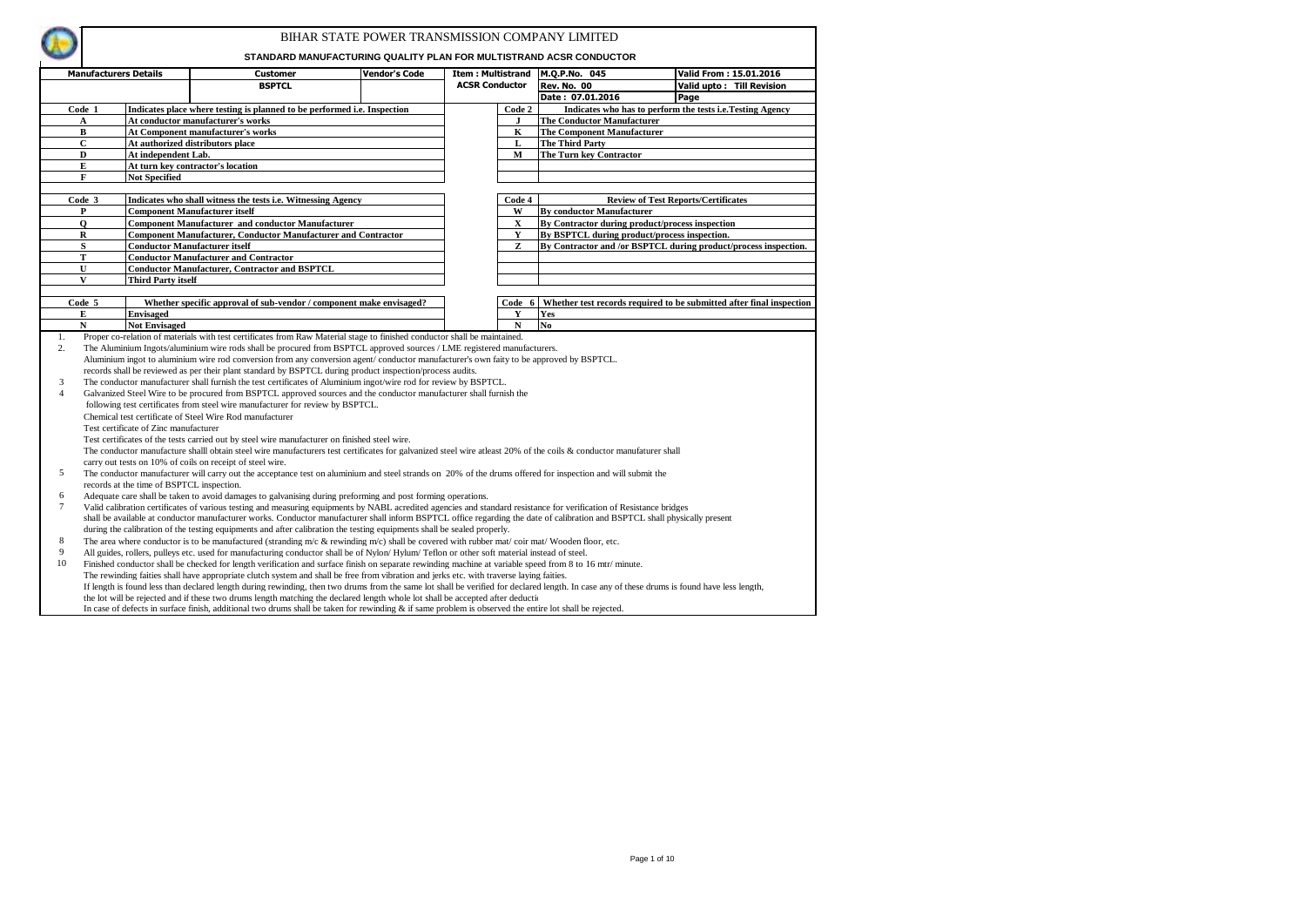# BIHAR STATE POWER TRANSMISSION COMPANY LIMITED

## STANDARD MANUFACTURING QUALITY PLAN FOR MULTISTRAND ACSR CONDUCTOR

| Manufacturers Details | Customer | Vendor's Code | Item : Multistrand ACSR Conductor | M.Q.P.No. 045 | Valid From : 15.01.2016 |
|---|---|---|---|---|---|
| | BSPTCL | | | Rev. No. 00 | Valid upto : Till Revision |
| | | | | Date : 07.01.2016 | Page |

| Code 1 | Indicates place where testing is planned to be performed i.e. Inspection | Code 2 | Indicates who has to perform the tests i.e.Testing Agency |
|---|---|---|---|
| A | At conductor manufacturer's works | J | The Conductor Manufacturer |
| B | At Component manufacturer's works | K | The Component Manufacturer |
| C | At authorized distributors place | L | The Third Party |
| D | At independent Lab. | M | The Turn key Contractor |
| E | At turn key contractor's location | | |
| F | Not Specified | | |

| Code 3 | Indicates who shall witness the tests i.e. Witnessing Agency | Code 4 | Review of Test Reports/Certificates |
|---|---|---|---|
| P | Component Manufacturer itself | W | By conductor Manufacturer |
| Q | Component Manufacturer and conductor Manufacturer | X | By Contractor during product/process inspection |
| R | Component Manufacturer, Conductor Manufacturer and Contractor | Y | By BSPTCL during product/process inspection. |
| S | Conductor Manufacturer itself | Z | By Contractor and /or BSPTCL during product/process inspection. |
| T | Conductor Manufacturer and Contractor | | |
| U | Conductor Manufacturer, Contractor and BSPTCL | | |
| V | Third Party itself | | |

| Code 5 | Whether specific approval of sub-vendor / component make envisaged? | Code 6 | Whether test records required to be submitted after final inspection |
|---|---|---|---|
| E | Envisaged | Y | Yes |
| N | Not Envisaged | N | No |

1. Proper co-relation of materials with test certificates from Raw Material stage to finished conductor shall be maintained.
2. The Aluminium Ingots/aluminium wire rods shall be procured from BSPTCL approved sources / LME registered manufacturers.
   Aluminium ingot to aluminium wire rod conversion from any conversion agent/ conductor manufacturer's own faity to be approved by BSPTCL.
   records shall be reviewed as per their plant standard by BSPTCL during product inspection/process audits.
3. The conductor manufacturer shall furnish the test certificates of Aluminium ingot/wire rod for review by BSPTCL.
4. Galvanized Steel Wire to be procured from BSPTCL approved sources and the conductor manufacturer shall furnish the
   following test certificates from steel wire manufacturer for review by BSPTCL.
   Chemical test certificate of Steel Wire Rod manufacturer
   Test certificate of Zinc manufacturer
   Test certificates of the tests carried out by steel wire manufacturer on finished steel wire.
   The conductor manufacture shalll obtain steel wire manufacturers test certificates for galvanized steel wire atleast 20% of the coils & conductor manufaturer shall
   carry out tests on 10% of coils on receipt of steel wire.
5. The conductor manufacturer will carry out the acceptance test on aluminium and steel strands on 20% of the drums offered for inspection and will submit the
   records at the time of BSPTCL inspection.
6. Adequate care shall be taken to avoid damages to galvanising during preforming and post forming operations.
7. Valid calibration certificates of various testing and measuring equipments by NABL accredited agencies and standard resistance for verification of Resistance bridges
   shall be available at conductor manufacturer works. Conductor manufacturer shall inform BSPTCL office regarding the date of calibration and BSPTCL shall physically present
   during the calibration of the testing equipments and after calibration the testing equipments shall be sealed properly.
8. The area where conductor is to be manufactured (stranding m/c & rewinding m/c) shall be covered with rubber mat/ coir mat/ Wooden floor, etc.
9. All guides, rollers, pulleys etc. used for manufacturing conductor shall be of Nylon/ Hylum/ Teflon or other soft material instead of steel.
10. Finished conductor shall be checked for length verification and surface finish on separate rewinding machine at variable speed from 8 to 16 mtr/ minute.
    The rewinding faities shall have appropriate clutch system and shall be free from vibration and jerks etc. with traverse laying faities.
    If length is found less than declared length during rewinding, then two drums from the same lot shall be verified for declared length. In case any of these drums is found have less length,
    the lot will be rejected and if these two drums length matching the declared length whole lot shall be accepted after deductio
    In case of defects in surface finish, additional two drums shall be taken for rewinding & if same problem is observed the entire lot shall be rejected.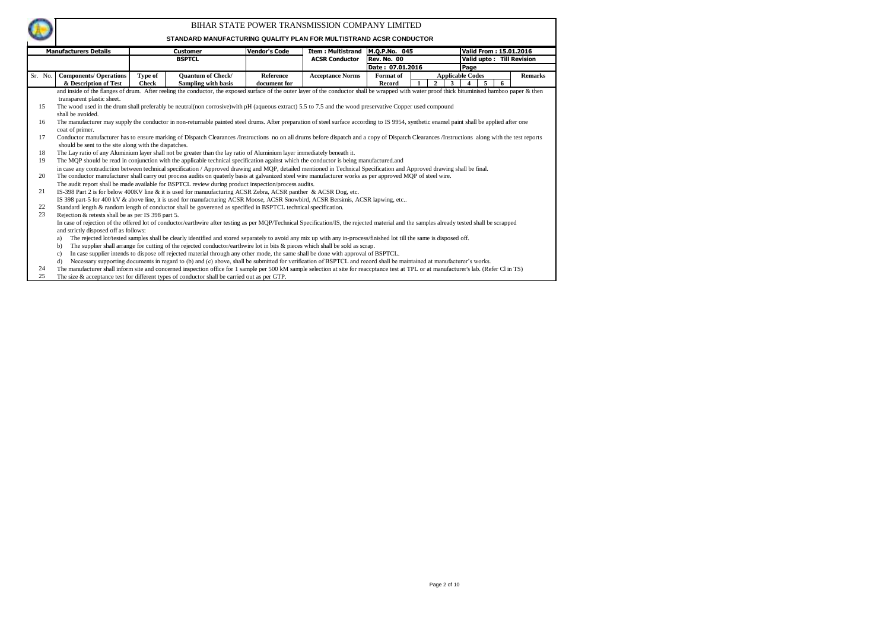BIHAR STATE POWER TRANSMISSION COMPANY LIMITED

**STANDARD MANUFACTURING QUALITY PLAN FOR MULTISTRAND ACSR CONDUCTOR**

| Manufacturers Details | | Customer | | Vendor's Code | Item : Multistrand | M.Q.P.No. 045 | | | | Valid From : 15.01.2016 | | | |
|---|---|---|---|---|---|---|---|---|---|---|---|---|---|
| | | BSPTCL | | | ACSR Conductor | Rev. No. 00 | | | | Valid upto : Till Revision | | | |
| | | | | | | Date : 07.01.2016 | | | | Page | | | |
| Sr. No. | Components/ Operations & Description of Test | Type of Check | Quantum of Check/ Sampling with basis | Reference document for | Acceptance Norms | Format of Record | Applicable Codes 1 | 2 | 3 | 4 | 5 | 6 | Remarks |

and inside of the flanges of drum. After reeling the conductor, the exposed surface of the outer layer of the conductor shall be wrapped with water proof thick bituminised bamboo paper & then transparent plastic sheet.

15 The wood used in the drum shall preferably be neutral(non corrosive)with pH (aqueous extract) 5.5 to 7.5 and the wood preservative Copper used compound shall be avoided.

16 The manufacturer may supply the conductor in non-returnable painted steel drums. After preparation of steel surface according to IS 9954, synthetic enamel paint shall be applied after one coat of primer.

17 Conductor manufacturer has to ensure marking of Dispatch Clearances /Instructions no on all drums before dispatch and a copy of Dispatch Clearances /Instructions along with the test reports should be sent to the site along with the dispatches.

18 The Lay ratio of any Aluminium layer shall not be greater than the lay ratio of Aluminium layer immediately beneath it.

19 The MQP should be read in conjunction with the applicable technical specification against which the conductor is being manufactured.and in case any contradiction between technical specification / Approved drawing and MQP, detailed mentioned in Technical Specification and Approved drawing shall be final.

20 The conductor manufacturer shall carry out process audits on quaterly basis at galvanized steel wire manufacturer works as per approved MQP of steel wire. The audit report shall be made available for BSPTCL review during product inspection/process audits.

21 IS-398 Part 2 is for below 400KV line & it is used for manuufacturing ACSR Zebra, ACSR panther & ACSR Dog, etc. IS 398 part-5 for 400 kV & above line, it is used for manufacturing ACSR Moose, ACSR Snowbird, ACSR Bersimis, ACSR lapwing, etc..

22 Standard length & random length of conductor shall be goverened as specified in BSPTCL technical specification.

23 Rejection & retests shall be as per IS 398 part 5.
In case of rejection of the offered lot of conductor/earthwire after testing as per MQP/Technical Specification/IS, the rejected material and the samples already tested shall be scrapped and strictly disposed off as follows:

a) The rejected lot/tested samples shall be clearly identified and stored separately to avoid any mix up with any in-process/finished lot till the same is disposed off.
b) The supplier shall arrange for cutting of the rejected conductor/earthwire lot in bits & pieces which shall be sold as scrap.
c) In case supplier intends to dispose off rejected material through any other mode, the same shall be done with approval of BSPTCL.
d) Necessary supporting documents in regard to (b) and (c) above, shall be submitted for verification of BSPTCL and record shall be maintained at manufacturer's works.

24 The manufacturer shall inform site and concerned inspection office for 1 sample per 500 kM sample selection at site for reaccptance test at TPL or at manufacturer's lab. (Refer Cl in TS)

25 The size & acceptance test for different types of conductor shall be carried out as per GTP.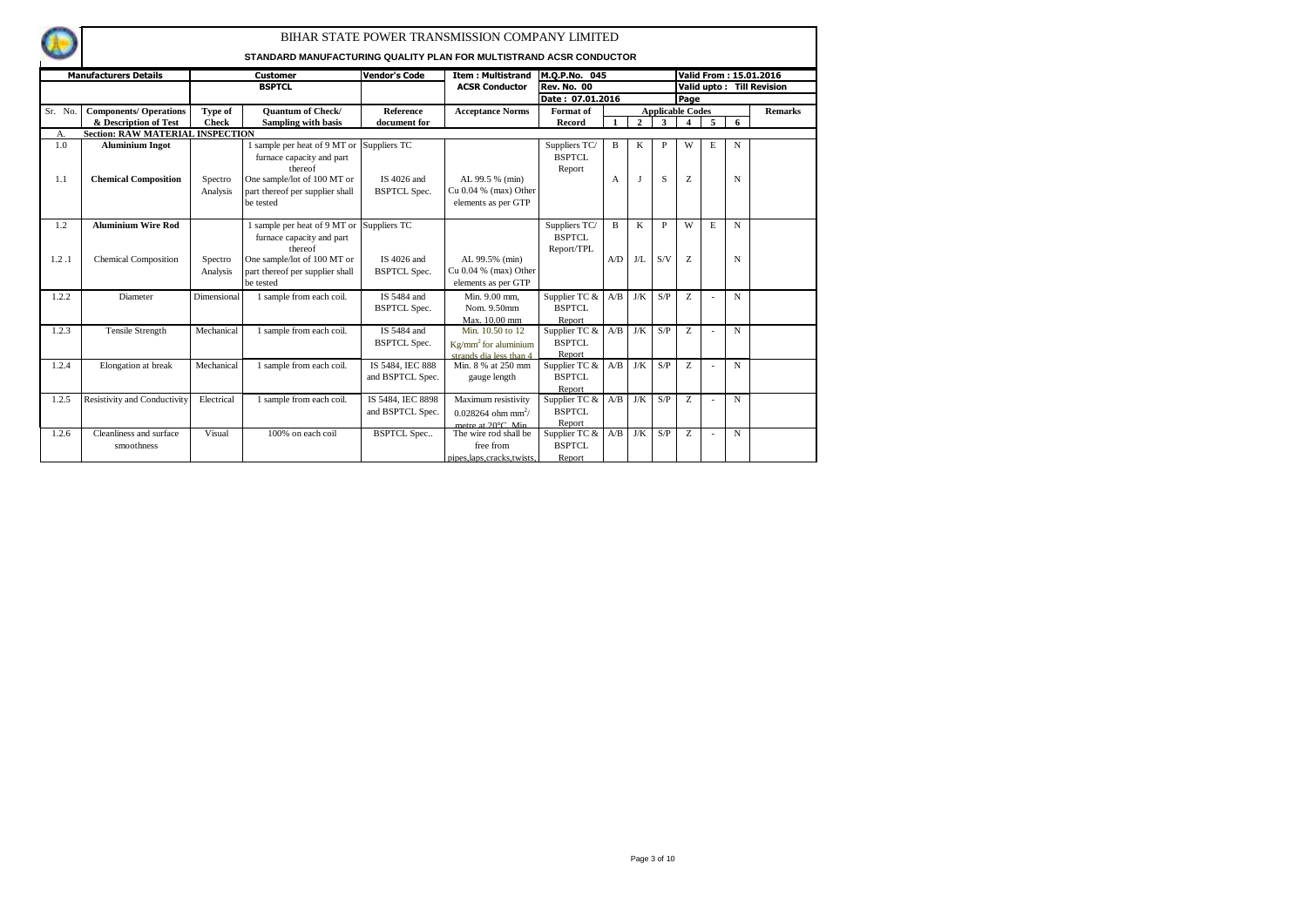# BIHAR STATE POWER TRANSMISSION COMPANY LIMITED

## STANDARD MANUFACTURING QUALITY PLAN FOR MULTISTRAND ACSR CONDUCTOR

| Manufacturers Details | | Customer | | Vendor's Code | Item : Multistrand ACSR Conductor | M.Q.P.No. 045 | | | | Valid From : 15.01.2016 | | | |
|---|---|---|---|---|---|---|---|---|---|---|---|---|---|
| | | BSPTCL | | | | Rev. No. 00 | | | | Valid upto : Till Revision | | | |
| | | | | | | Date : 07.01.2016 | | | | Page | | | |
| Sr. No. | Components/ Operations & Description of Test | Type of Check | Quantum of Check/ Sampling with basis | Reference document for | Acceptance Norms | Format of Record | Applicable Codes 1 | 2 | 3 | 4 | 5 | 6 | Remarks |
| A. | Section: RAW MATERIAL INSPECTION | | | | | | | | | | | | |
| 1.0 | **Aluminium Ingot** | | 1 sample per heat of 9 MT or furnace capacity and part thereof | Suppliers TC | | Suppliers TC/ BSPTCL Report | B | K | P | W | E | N | |
| 1.1 | **Chemical Composition** | Spectro Analysis | One sample/lot of 100 MT or part thereof per supplier shall be tested | IS 4026 and BSPTCL Spec. | AL 99.5 % (min) Cu 0.04 % (max) Other elements as per GTP | | A | J | S | Z | | N | |
| 1.2 | **Aluminium Wire Rod** | | 1 sample per heat of 9 MT or furnace capacity and part thereof | Suppliers TC | | Suppliers TC/ BSPTCL Report/TPL | B | K | P | W | E | N | |
| 1.2 .1 | Chemical Composition | Spectro Analysis | One sample/lot of 100 MT or part thereof per supplier shall be tested | IS 4026 and BSPTCL Spec. | AL 99.5% (min) Cu 0.04 % (max) Other elements as per GTP | | A/D | J/L | S/V | Z | | N | |
| 1.2.2 | Diameter | Dimensional | 1 sample from each coil. | IS 5484 and BSPTCL Spec. | Min. 9.00 mm, Nom. 9.50mm Max. 10.00 mm | Supplier TC & BSPTCL Report | A/B | J/K | S/P | Z | - | N | |
| 1.2.3 | Tensile Strength | Mechanical | 1 sample from each coil. | IS 5484 and BSPTCL Spec. | Min. 10.50 to 12 $Kg/mm^2$ for aluminium strands dia less than 4 | Supplier TC & BSPTCL Report | A/B | J/K | S/P | Z | - | N | |
| 1.2.4 | Elongation at break | Mechanical | 1 sample from each coil. | IS 5484, IEC 888 and BSPTCL Spec. | Min. 8 % at 250 mm gauge length | Supplier TC & BSPTCL Report | A/B | J/K | S/P | Z | - | N | |
| 1.2.5 | Resistivity and Conductivity | Electrical | 1 sample from each coil. | IS 5484, IEC 8898 and BSPTCL Spec. | Maximum resistivity 0.028264 ohm $mm^2$/ metre at 20°C. Min | Supplier TC & BSPTCL Report | A/B | J/K | S/P | Z | - | N | |
| 1.2.6 | Cleanliness and surface smoothness | Visual | 100% on each coil | BSPTCL Spec.. | The wire rod shall be free from pipes,laps,cracks,twists, | Supplier TC & BSPTCL Report | A/B | J/K | S/P | Z | - | N | |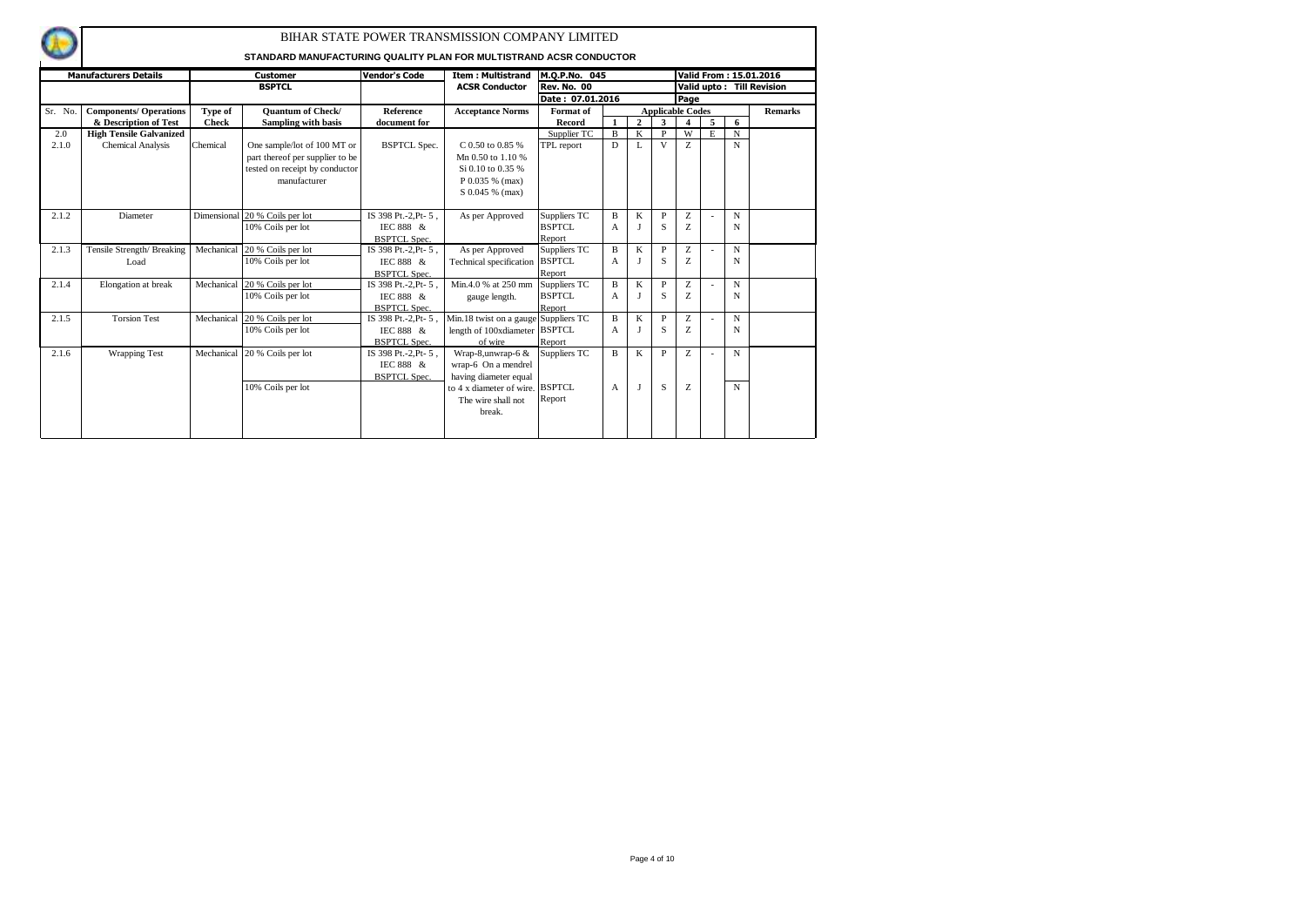# BIHAR STATE POWER TRANSMISSION COMPANY LIMITED

## STANDARD MANUFACTURING QUALITY PLAN FOR MULTISTRAND ACSR CONDUCTOR

| Manufacturers Details | | Customer | | Vendor's Code | Item : Multistrand | M.Q.P.No. 045 | | | | | | | Valid From : 15.01.2016 |
|---|---|---|---|---|---|---|---|---|---|---|---|---|---|
| | | BSPTCL | | | ACSR Conductor | Rev. No. 00 | | | | | | | Valid upto : Till Revision |
| | | | | | | Date : 07.01.2016 | | | | Page | | | |
| Sr. No. | Components/ Operations & Description of Test | Type of Check | Quantum of Check/ Sampling with basis | Reference document for | Acceptance Norms | Format of Record | Applicable Codes 1 | 2 | 3 | 4 | 5 | 6 | Remarks |
| 2.0 | High Tensile Galvanized | | | | | Supplier TC | B | K | P | W | E | N | |
| 2.1.0 | Chemical Analysis | Chemical | One sample/lot of 100 MT or part thereof per supplier to be tested on receipt by conductor manufacturer | BSPTCL Spec. | C 0.50 to 0.85 %<br>Mn 0.50 to 1.10 %<br>Si 0.10 to 0.35 %<br>P 0.035 % (max)<br>S 0.045 % (max) | TPL report | D | L | V | Z | | N | |
| 2.1.2 | Diameter | Dimensional | 20 % Coils per lot | IS 398 Pt.-2,Pt- 5 , IEC 888 & BSPTCL Spec. | As per Approved | Suppliers TC | B | K | P | Z | - | N | |
| | | | 10% Coils per lot | | | BSPTCL Report | A | J | S | Z | | N | |
| 2.1.3 | Tensile Strength/ Breaking Load | Mechanical | 20 % Coils per lot | IS 398 Pt.-2,Pt- 5 , IEC 888 & BSPTCL Spec. | As per Approved Technical specification | Suppliers TC | B | K | P | Z | - | N | |
| | | | 10% Coils per lot | | | BSPTCL Report | A | J | S | Z | | N | |
| 2.1.4 | Elongation at break | Mechanical | 20 % Coils per lot | IS 398 Pt.-2,Pt- 5 , IEC 888 & BSPTCL Spec. | Min.4.0 % at 250 mm gauge length. | Suppliers TC | B | K | P | Z | - | N | |
| | | | 10% Coils per lot | | | BSPTCL Report | A | J | S | Z | | N | |
| 2.1.5 | Torsion Test | Mechanical | 20 % Coils per lot | IS 398 Pt.-2,Pt- 5 , IEC 888 & BSPTCL Spec. | Min.18 twist on a gauge length of 100xdiameter of wire | Suppliers TC | B | K | P | Z | - | N | |
| | | | 10% Coils per lot | | | BSPTCL Report | A | J | S | Z | | N | |
| 2.1.6 | Wrapping Test | Mechanical | 20 % Coils per lot | IS 398 Pt.-2,Pt- 5 , IEC 888 & BSPTCL Spec. | Wrap-8,unwrap-6 & wrap-6 On a mendrel having diameter equal to 4 x diameter of wire. The wire shall not break. | Suppliers TC | B | K | P | Z | - | N | |
| | | | 10% Coils per lot | | | BSPTCL Report | A | J | S | Z | | N | |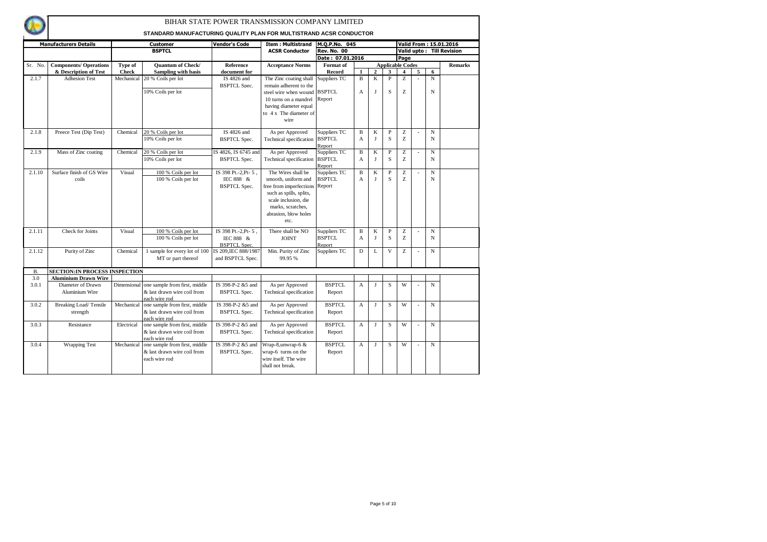# BIHAR STATE POWER TRANSMISSION COMPANY LIMITED

## STANDARD MANUFACTURING QUALITY PLAN FOR MULTISTRAND ACSR CONDUCTOR

| Manufacturers Details | | Customer | | Vendor's Code | Item : Multistrand ACSR Conductor | M.Q.P.No. 045 | | | | | | | Valid From : 15.01.2016 |
|---|---|---|---|---|---|---|---|---|---|---|---|---|---|
| | | BSPTCL | | | | Rev. No. 00 | | | | | | | Valid upto : Till Revision |
| | | | | | | Date : 07.01.2016 | | | | Page | | | |

| Sr. No. | Components/ Operations & Description of Test | Type of Check | Quantum of Check/ Sampling with basis | Reference document for | Acceptance Norms | Format of Record | 1 | 2 | 3 | 4 | 5 | 6 | Remarks |
|---|---|---|---|---|---|---|---|---|---|---|---|---|---|
| | | | | | | | **Applicable Codes** | | | | | | |
| 2.1.7 | Adhesion Test | Mechanical | 20 % Coils per lot | IS 4826 and BSPTCL Spec. | The Zinc coating shall remain adherent to the steel wire when wound 10 turns on a mandrel having diameter equal to 4 x The diameter of wire | Suppliers TC | B | K | P | Z | - | N | |
| | | | 10% Coils per lot | | | BSPTCL Report | A | J | S | Z | | N | |
| 2.1.8 | Preece Test (Dip Test) | Chemical | 20 % Coils per lot | IS 4826 and BSPTCL Spec. | As per Approved Technical specification | Suppliers TC | B | K | P | Z | - | N | |
| | | | 10% Coils per lot | | | BSPTCL Report | A | J | S | Z | | N | |
| 2.1.9 | Mass of Zinc coating | Chemical | 20 % Coils per lot | IS 4826, IS 6745 and BSPTCL Spec. | As per Approved Technical specification | Suppliers TC | B | K | P | Z | - | N | |
| | | | 10% Coils per lot | | | BSPTCL Report | A | J | S | Z | | N | |
| 2.1.10 | Surface finish of GS Wire coils | Visual | 100 % Coils per lot | IS 398 Pt.-2,Pt- 5 , IEC 888 & BSPTCL Spec. | The Wires shall be smooth, uniform and free from imperfections such as spills, splits, scale inclusion, die marks, scratches, abrasion, blow holes etc. | Suppliers TC | B | K | P | Z | - | N | |
| | | | 100 % Coils per lot | | | BSPTCL Report | A | J | S | Z | | N | |
| 2.1.11 | Check for Joints | Visual | 100 % Coils per lot | IS 398 Pt.-2,Pt- 5 , IEC 888 & BSPTCL Spec. | There shall be NO JOINT | Suppliers TC | B | K | P | Z | - | N | |
| | | | 100 % Coils per lot | | | BSPTCL Report | A | J | S | Z | | N | |
| 2.1.12 | Purity of Zinc | Chemical | 1 sample for every lot of 100 MT or part thereof | IS 209,IEC 888/1987 and BSPTCL Spec. | Min. Purity of Zinc 99.95 % | Suppliers TC | D | L | V | Z | - | N | |
| B. | **SECTION:IN PROCESS INSPECTION** | | | | | | | | | | | | |
| 3.0 | **Aluminium Drawn Wire** | | | | | | | | | | | | |
| 3.0.1 | Diameter of Drawn Aluminium Wire | Dimensional | one sample from first, middle & last drawn wire coil from each wire rod | IS 398-P-2 &5 and BSPTCL Spec. | As per Approved Technical specification | BSPTCL Report | A | J | S | W | - | N | |
| 3.0.2 | Breaking Load/ Tensile strength | Mechanical | one sample from first, middle & last drawn wire coil from each wire rod | IS 398-P-2 &5 and BSPTCL Spec. | As per Approved Technical specification | BSPTCL Report | A | J | S | W | - | N | |
| 3.0.3 | Resistance | Electrical | one sample from first, middle & last drawn wire coil from each wire rod | IS 398-P-2 &5 and BSPTCL Spec. | As per Approved Technical specification | BSPTCL Report | A | J | S | W | - | N | |
| 3.0.4 | Wrapping Test | Mechanical | one sample from first, middle & last drawn wire coil from each wire rod | IS 398-P-2 &5 and BSPTCL Spec. | Wrap-8,unwrap-6 & wrap-6 turns on the wire itself. The wire shall not break. | BSPTCL Report | A | J | S | W | - | N | |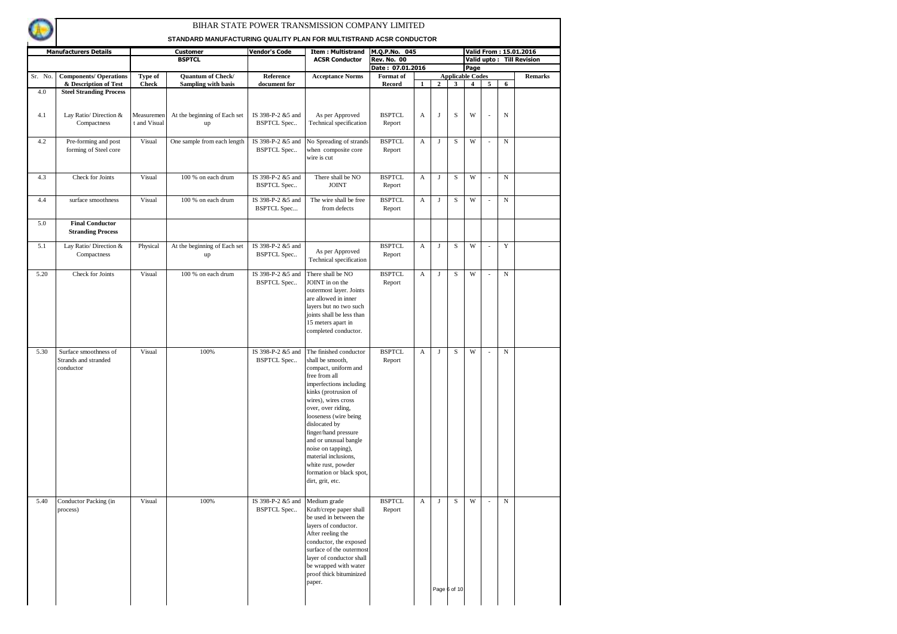# BIHAR STATE POWER TRANSMISSION COMPANY LIMITED

## STANDARD MANUFACTURING QUALITY PLAN FOR MULTISTRAND ACSR CONDUCTOR

| Manufacturers Details | | Customer | | Vendor's Code | Item : Multistrand ACSR Conductor | M.Q.P.No. 045 | | | | | | | | Valid From : 15.01.2016 |
|---|---|---|---|---|---|---|---|---|---|---|---|---|---|---|
| | | BSPTCL | | | | Rev. No. 00 | | | | | | | | Valid upto : Till Revision |
| | | | | | | Date : 07.01.2016 | | | | | Page | | | |
| Sr. No. | Components/ Operations & Description of Test | Type of Check | Quantum of Check/ Sampling with basis | Reference document for | Acceptance Norms | Format of Record | Applicable Codes 1 | 2 | 3 | 4 | 5 | 6 | | Remarks |
| 4.0 | **Steel Stranding Process** | | | | | | | | | | | | | |
| 4.1 | Lay Ratio/ Direction & Compactness | Measurement and Visual | At the beginning of Each set up | IS 398-P-2 &5 and BSPTCL Spec.. | As per Approved Technical specification | BSPTCL Report | A | J | S | W | - | N | | |
| 4.2 | Pre-forming and post forming of Steel core | Visual | One sample from each length | IS 398-P-2 &5 and BSPTCL Spec.. | No Spreading of strands when composite core wire is cut | BSPTCL Report | A | J | S | W | - | N | | |
| 4.3 | Check for Joints | Visual | 100 % on each drum | IS 398-P-2 &5 and BSPTCL Spec.. | There shall be NO JOINT | BSPTCL Report | A | J | S | W | - | N | | |
| 4.4 | surface smoothness | Visual | 100 % on each drum | IS 398-P-2 &5 and BSPTCL Spec... | The wire shall be free from defects | BSPTCL Report | A | J | S | W | - | N | | |
| 5.0 | **Final Conductor Stranding Process** | | | | | | | | | | | | | |
| 5.1 | Lay Ratio/ Direction & Compactness | Physical | At the beginning of Each set up | IS 398-P-2 &5 and BSPTCL Spec.. | As per Approved Technical specification | BSPTCL Report | A | J | S | W | - | Y | | |
| 5.20 | Check for Joints | Visual | 100 % on each drum | IS 398-P-2 &5 and BSPTCL Spec.. | There shall be NO JOINT in on the outermost layer. Joints are allowed in inner layers but no two such joints shall be less than 15 meters apart in completed conductor. | BSPTCL Report | A | J | S | W | - | N | | |
| 5.30 | Surface smoothness of Strands and stranded conductor | Visual | 100% | IS 398-P-2 &5 and BSPTCL Spec.. | The finished conductor shall be smooth, compact, uniform and free from all imperfections including kinks (protrusion of wires), wires cross over, over riding, looseness (wire being dislocated by finger/hand pressure and or unusual bangle noise on tapping), material inclusions, white rust, powder formation or black spot, dirt, grit, etc. | BSPTCL Report | A | J | S | W | - | N | | |
| 5.40 | Conductor Packing (in process) | Visual | 100% | IS 398-P-2 &5 and BSPTCL Spec.. | Medium grade Kraft/crepe paper shall be used in between the layers of conductor. After reeling the conductor, the exposed surface of the outermost layer of conductor shall be wrapped with water proof thick bituminized paper. | BSPTCL Report | A | J | S | W | - | N | | |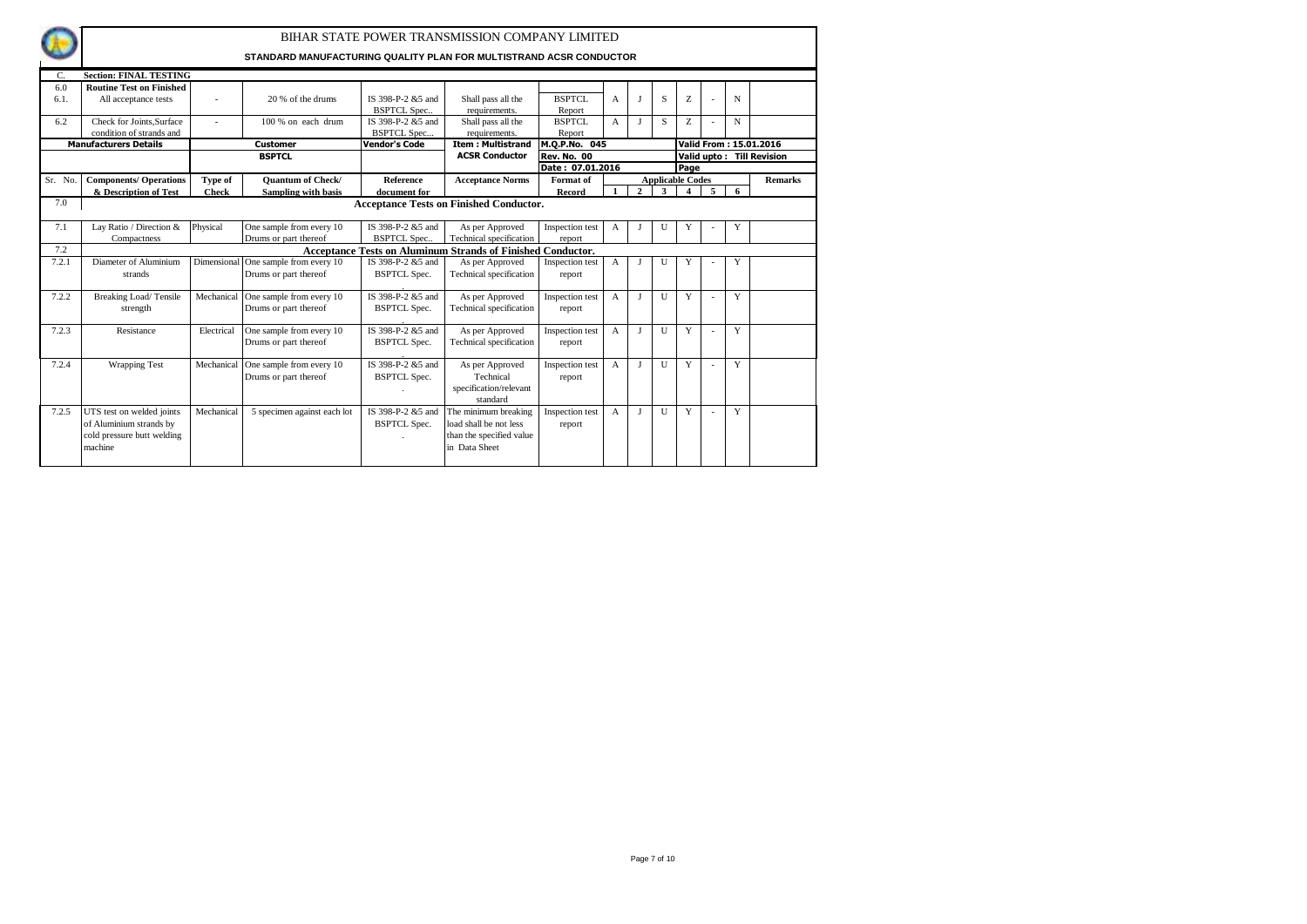# BIHAR STATE POWER TRANSMISSION COMPANY LIMITED

**STANDARD MANUFACTURING QUALITY PLAN FOR MULTISTRAND ACSR CONDUCTOR**

| C. | **Section: FINAL TESTING** | | | | | | | | | | | | |
|---|---|---|---|---|---|---|---|---|---|---|---|---|---|
| 6.0 | **Routine Test on Finished** | | | | | | | | | | | | |
| 6.1. | All acceptance tests | - | 20 % of the drums | IS 398-P-2 &5 and BSPTCL Spec.. | Shall pass all the requirements. | BSPTCL Report | A | J | S | Z | - | N | |
| 6.2 | Check for Joints,Surface condition of strands and | - | 100 % on each drum | IS 398-P-2 &5 and BSPTCL Spec... | Shall pass all the requirements. | BSPTCL Report | A | J | S | Z | - | N | |

| **Manufacturers Details** | **Customer** | **Vendor's Code** | **Item : Multistrand ACSR Conductor** | **M.Q.P.No. 045** | **Valid From : 15.01.2016** |
|---|---|---|---|---|---|
| | **BSPTCL** | | | **Rev. No. 00** | **Valid upto : Till Revision** |
| | | | | **Date : 07.01.2016** | **Page** |

| Sr. No. | Components/ Operations & Description of Test | Type of Check | Quantum of Check/ Sampling with basis | Reference document for | Acceptance Norms | Format of Record | 1 | 2 | 3 | 4 | 5 | 6 | Remarks |
|---|---|---|---|---|---|---|---|---|---|---|---|---|---|
| | | | | | | | **Applicable Codes** | | | | | | |
| 7.0 | **Acceptance Tests on Finished Conductor.** | | | | | | | | | | | | |
| 7.1 | Lay Ratio / Direction & Compactness | Physical | One sample from every 10 Drums or part thereof | IS 398-P-2 &5 and BSPTCL Spec.. | As per Approved Technical specification | Inspection test report | A | J | U | Y | - | Y | |
| 7.2 | **Acceptance Tests on Aluminum Strands of Finished Conductor.** | | | | | | | | | | | | |
| 7.2.1 | Diameter of Aluminium strands | Dimensional | One sample from every 10 Drums or part thereof | IS 398-P-2 &5 and BSPTCL Spec. | As per Approved Technical specification | Inspection test report | A | J | U | Y | - | Y | |
| 7.2.2 | Breaking Load/ Tensile strength | Mechanical | One sample from every 10 Drums or part thereof | IS 398-P-2 &5 and BSPTCL Spec. | As per Approved Technical specification | Inspection test report | A | J | U | Y | - | Y | |
| 7.2.3 | Resistance | Electrical | One sample from every 10 Drums or part thereof | IS 398-P-2 &5 and BSPTCL Spec. | As per Approved Technical specification | Inspection test report | A | J | U | Y | - | Y | |
| 7.2.4 | Wrapping Test | Mechanical | One sample from every 10 Drums or part thereof | IS 398-P-2 &5 and BSPTCL Spec. | As per Approved Technical specification/relevant standard | Inspection test report | A | J | U | Y | - | Y | |
| 7.2.5 | UTS test on welded joints of Aluminium strands by cold pressure butt welding machine | Mechanical | 5 specimen against each lot | IS 398-P-2 &5 and BSPTCL Spec. | The minimum breaking load shall be not less than the specified value in Data Sheet | Inspection test report | A | J | U | Y | - | Y | |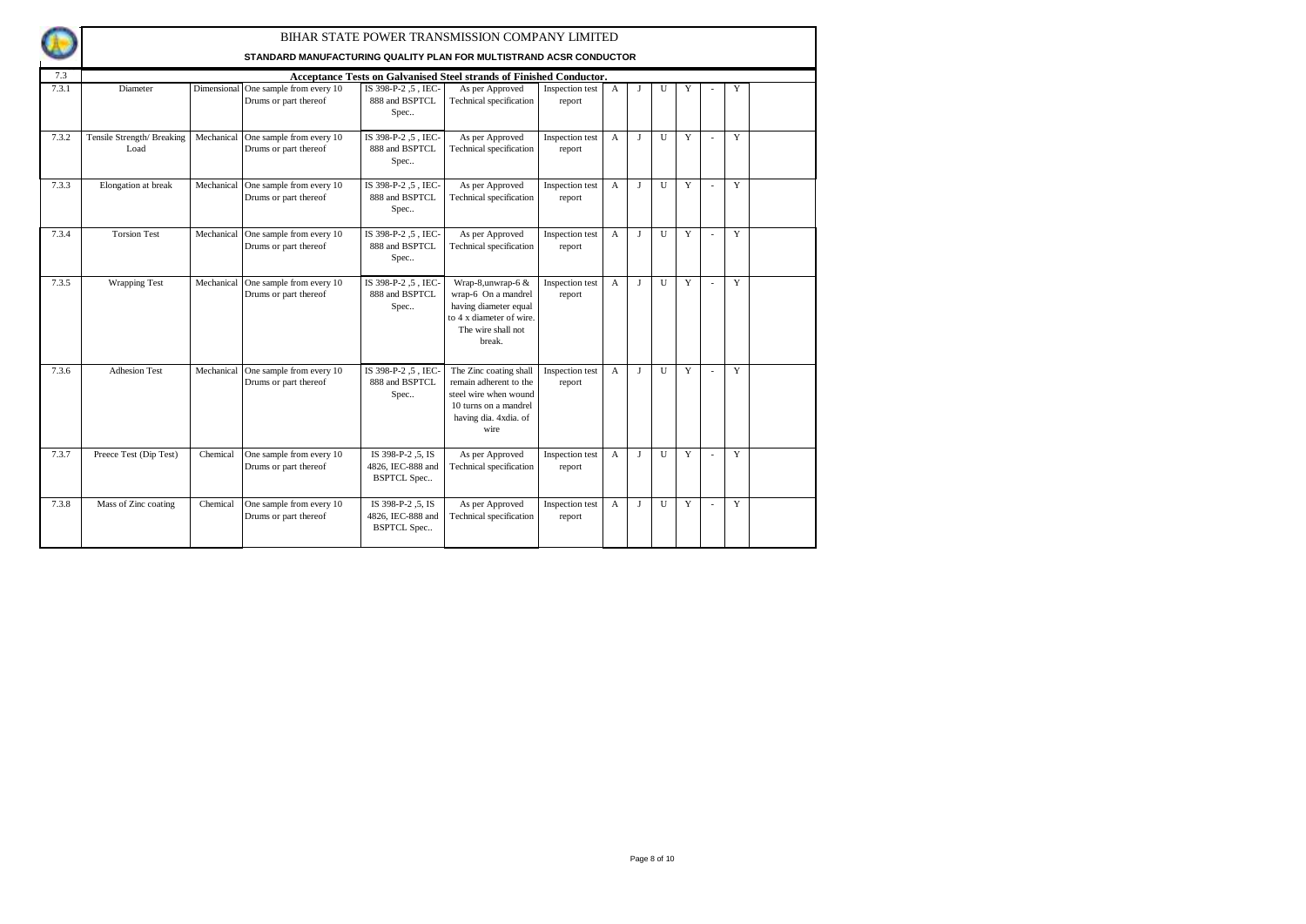BIHAR STATE POWER TRANSMISSION COMPANY LIMITED

**STANDARD MANUFACTURING QUALITY PLAN FOR MULTISTRAND ACSR CONDUCTOR**

| 7.3 | **Acceptance Tests on Galvanised Steel strands of Finished Conductor.** | | | | | | | | | | | | | |
|---|---|---|---|---|---|---|---|---|---|---|---|---|---|---|
| 7.3.1 | Diameter | Dimensional | One sample from every 10 Drums or part thereof | IS 398-P-2 ,5 , IEC-888 and BSPTCL Spec.. | As per Approved Technical specification | Inspection test report | A | J | U | Y | - | Y | |
| 7.3.2 | Tensile Strength/ Breaking Load | Mechanical | One sample from every 10 Drums or part thereof | IS 398-P-2 ,5 , IEC-888 and BSPTCL Spec.. | As per Approved Technical specification | Inspection test report | A | J | U | Y | - | Y | |
| 7.3.3 | Elongation at break | Mechanical | One sample from every 10 Drums or part thereof | IS 398-P-2 ,5 , IEC-888 and BSPTCL Spec.. | As per Approved Technical specification | Inspection test report | A | J | U | Y | - | Y | |
| 7.3.4 | Torsion Test | Mechanical | One sample from every 10 Drums or part thereof | IS 398-P-2 ,5 , IEC-888 and BSPTCL Spec.. | As per Approved Technical specification | Inspection test report | A | J | U | Y | - | Y | |
| 7.3.5 | Wrapping Test | Mechanical | One sample from every 10 Drums or part thereof | IS 398-P-2 ,5 , IEC-888 and BSPTCL Spec.. | Wrap-8,unwrap-6 & wrap-6 On a mandrel having diameter equal to 4 x diameter of wire. The wire shall not break. | Inspection test report | A | J | U | Y | - | Y | |
| 7.3.6 | Adhesion Test | Mechanical | One sample from every 10 Drums or part thereof | IS 398-P-2 ,5 , IEC-888 and BSPTCL Spec.. | The Zinc coating shall remain adherent to the steel wire when wound 10 turns on a mandrel having dia. 4xdia. of wire | Inspection test report | A | J | U | Y | - | Y | |
| 7.3.7 | Preece Test (Dip Test) | Chemical | One sample from every 10 Drums or part thereof | IS 398-P-2 ,5, IS 4826, IEC-888 and BSPTCL Spec.. | As per Approved Technical specification | Inspection test report | A | J | U | Y | - | Y | |
| 7.3.8 | Mass of Zinc coating | Chemical | One sample from every 10 Drums or part thereof | IS 398-P-2 ,5, IS 4826, IEC-888 and BSPTCL Spec.. | As per Approved Technical specification | Inspection test report | A | J | U | Y | - | Y | |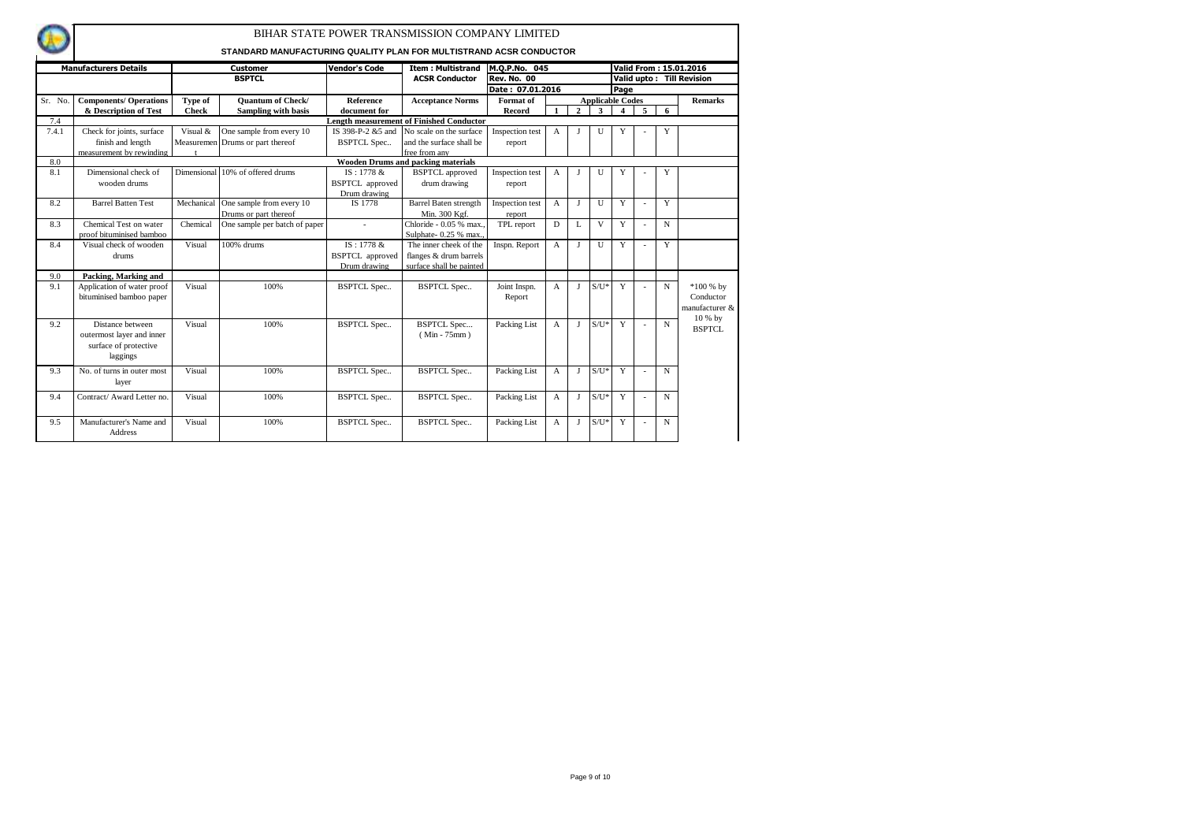# BIHAR STATE POWER TRANSMISSION COMPANY LIMITED

## STANDARD MANUFACTURING QUALITY PLAN FOR MULTISTRAND ACSR CONDUCTOR

| Manufacturers Details | | Customer | | Vendor's Code | Item : Multistrand ACSR Conductor | M.Q.P.No. 045 | | | | Valid From : 15.01.2016 | | | |
|---|---|---|---|---|---|---|---|---|---|---|---|---|---|
| | | BSPTCL | | | | Rev. No. 00 | | | | Valid upto : Till Revision | | | |
| | | | | | | Date : 07.01.2016 | | | | Page | | | |

| Sr. No. | Components/ Operations & Description of Test | Type of Check | Quantum of Check/ Sampling with basis | Reference document for | Acceptance Norms | Format of Record | 1 | 2 | 3 | 4 | 5 | 6 | Remarks |
|---|---|---|---|---|---|---|---|---|---|---|---|---|---|
| | | | | | | | Applicable Codes | | | | | | |
| 7.4 | **Length measurement of Finished Conductor** | | | | | | | | | | | | |
| 7.4.1 | Check for joints, surface finish and length measurement by rewinding | Visual & Measurement | One sample from every 10 Drums or part thereof | IS 398-P-2 &5 and BSPTCL Spec.. | No scale on the surface and the surface shall be free from any | Inspection test report | A | J | U | Y | - | Y | |
| 8.0 | **Wooden Drums and packing materials** | | | | | | | | | | | | |
| 8.1 | Dimensional check of wooden drums | Dimensional | 10% of offered drums | IS : 1778 & BSPTCL approved Drum drawing | BSPTCL approved drum drawing | Inspection test report | A | J | U | Y | - | Y | |
| 8.2 | Barrel Batten Test | Mechanical | One sample from every 10 Drums or part thereof | IS 1778 | Barrel Baten strength Min. 300 Kgf. | Inspection test report | A | J | U | Y | - | Y | |
| 8.3 | Chemical Test on water proof bituminised bamboo | Chemical | One sample per batch of paper | - | Chloride - 0.05 % max., Sulphate- 0.25 % max., | TPL report | D | L | V | Y | - | N | |
| 8.4 | Visual check of wooden drums | Visual | 100% drums | IS : 1778 & BSPTCL approved Drum drawing | The inner cheek of the flanges & drum barrels surface shall be painted | Inspn. Report | A | J | U | Y | - | Y | |
| 9.0 | **Packing, Marking and** | | | | | | | | | | | | |
| 9.1 | Application of water proof bituminised bamboo paper | Visual | 100% | BSPTCL Spec.. | BSPTCL Spec.. | Joint Inspn. Report | A | J | S/U* | Y | - | N | *100 % by Conductor manufacturer & 10 % by BSPTCL |
| 9.2 | Distance between outermost layer and inner surface of protective laggings | Visual | 100% | BSPTCL Spec.. | BSPTCL Spec... ( Min - 75mm ) | Packing List | A | J | S/U* | Y | - | N | |
| 9.3 | No. of turns in outer most layer | Visual | 100% | BSPTCL Spec.. | BSPTCL Spec.. | Packing List | A | J | S/U* | Y | - | N | |
| 9.4 | Contract/ Award Letter no. | Visual | 100% | BSPTCL Spec.. | BSPTCL Spec.. | Packing List | A | J | S/U* | Y | - | N | |
| 9.5 | Manufacturer's Name and Address | Visual | 100% | BSPTCL Spec.. | BSPTCL Spec.. | Packing List | A | J | S/U* | Y | - | N | |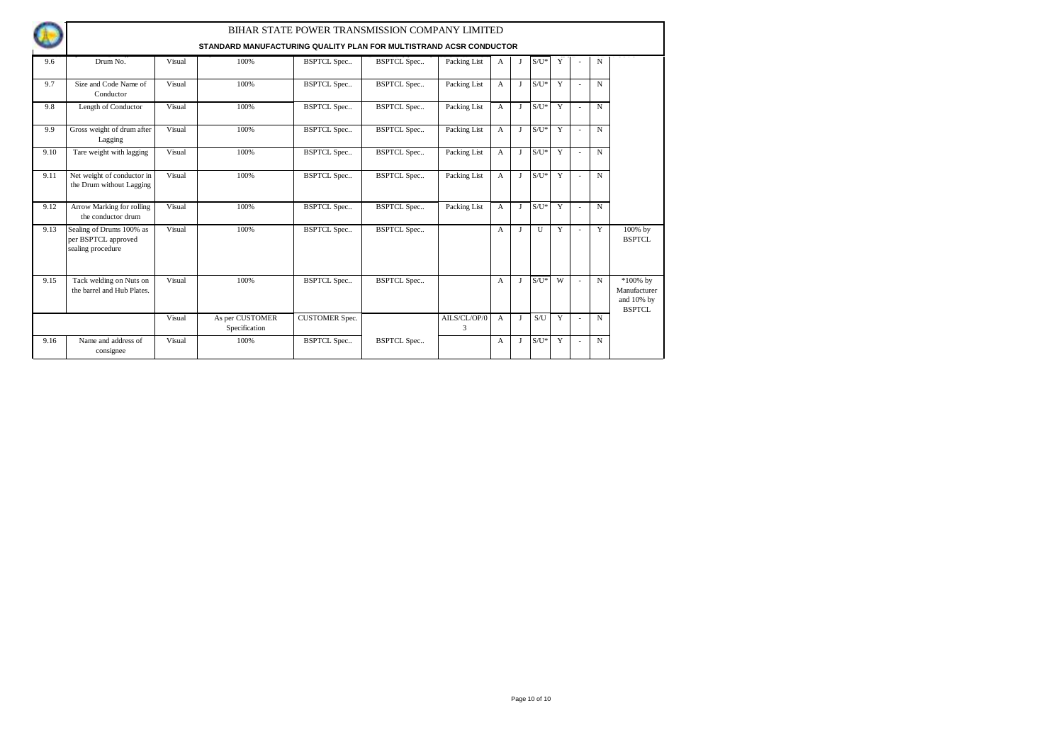# BIHAR STATE POWER TRANSMISSION COMPANY LIMITED

## STANDARD MANUFACTURING QUALITY PLAN FOR MULTISTRAND ACSR CONDUCTOR

| | | | | | | | | | | | | | |
|---|---|---|---|---|---|---|---|---|---|---|---|---|---|
| 9.6 | Drum No. | Visual | 100% | BSPTCL Spec.. | BSPTCL Spec.. | Packing List | A | J | S/U* | Y | - | N | |
| 9.7 | Size and Code Name of Conductor | Visual | 100% | BSPTCL Spec.. | BSPTCL Spec.. | Packing List | A | J | S/U* | Y | - | N | |
| 9.8 | Length of Conductor | Visual | 100% | BSPTCL Spec.. | BSPTCL Spec.. | Packing List | A | J | S/U* | Y | - | N | |
| 9.9 | Gross weight of drum after Lagging | Visual | 100% | BSPTCL Spec.. | BSPTCL Spec.. | Packing List | A | J | S/U* | Y | - | N | |
| 9.10 | Tare weight with lagging | Visual | 100% | BSPTCL Spec.. | BSPTCL Spec.. | Packing List | A | J | S/U* | Y | - | N | |
| 9.11 | Net weight of conductor in the Drum without Lagging | Visual | 100% | BSPTCL Spec.. | BSPTCL Spec.. | Packing List | A | J | S/U* | Y | - | N | |
| 9.12 | Arrow Marking for rolling the conductor drum | Visual | 100% | BSPTCL Spec.. | BSPTCL Spec.. | Packing List | A | J | S/U* | Y | - | N | |
| 9.13 | Sealing of Drums 100% as per BSPTCL approved sealing procedure | Visual | 100% | BSPTCL Spec.. | BSPTCL Spec.. | | A | J | U | Y | - | Y | 100% by BSPTCL |
| 9.15 | Tack welding on Nuts on the barrel and Hub Plates. | Visual | 100% | BSPTCL Spec.. | BSPTCL Spec.. | | A | J | S/U* | W | - | N | *100% by Manufacturer and 10% by BSPTCL |
| | | Visual | As per CUSTOMER Specification | CUSTOMER Spec. | | AILS/CL/OP/03 | A | J | S/U | Y | - | N | |
| 9.16 | Name and address of consignee | Visual | 100% | BSPTCL Spec.. | BSPTCL Spec.. | | A | J | S/U* | Y | - | N | |